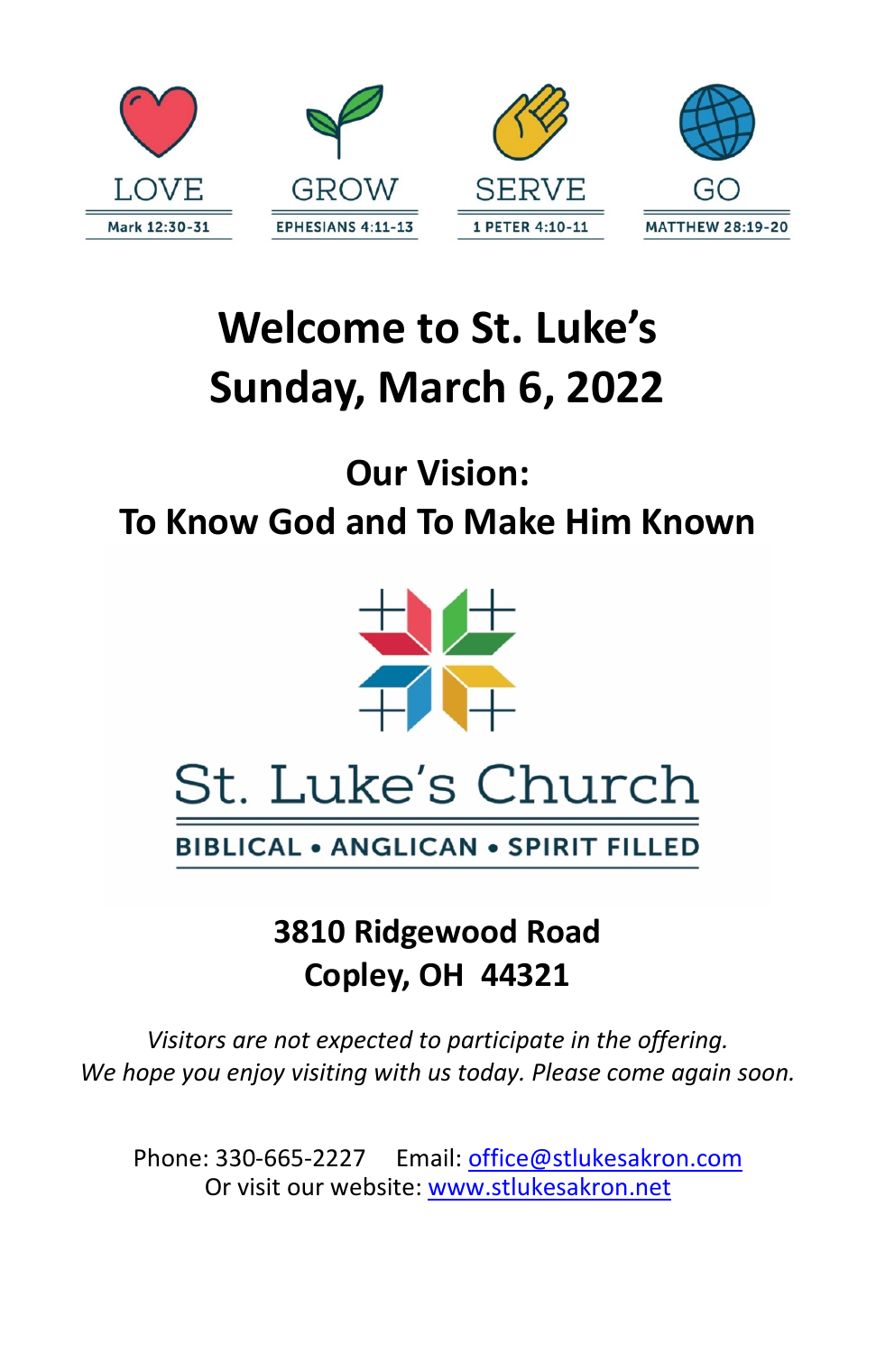LOVE
Mark 12:30-31

GROW
EPHESIANS 4:11-13

SERVE
1 PETER 4:10-11

GO
MATTHEW 28:19-20

# Welcome to St. Luke's
# Sunday, March 6, 2022

## Our Vision:
## To Know God and To Make Him Known

St. Luke's Church

BIBLICAL • ANGLICAN • SPIRIT FILLED

**3810 Ridgewood Road**
**Copley, OH 44321**

*Visitors are not expected to participate in the offering.*
*We hope you enjoy visiting with us today. Please come again soon.*

Phone: 330-665-2227 Email: office@stlukesakron.com
Or visit our website: www.stlukesakron.net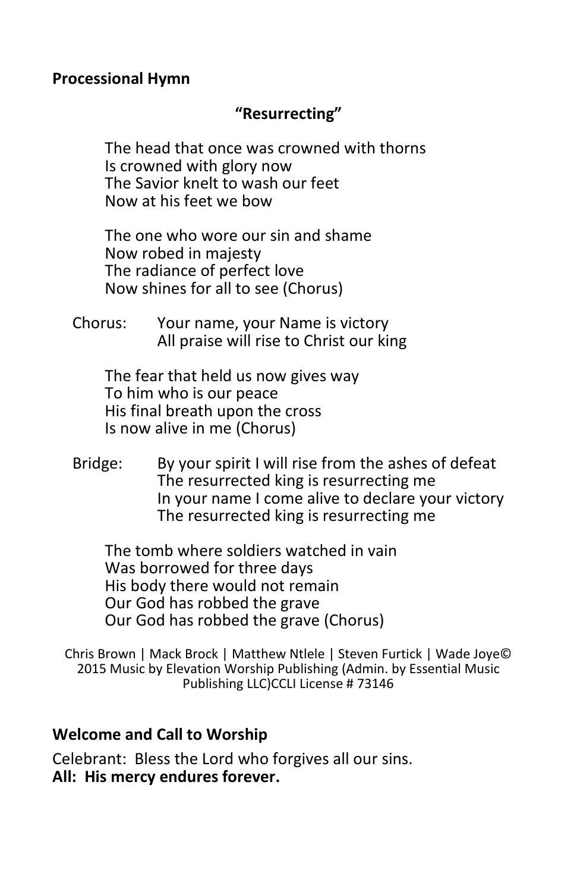**Processional Hymn**

**"Resurrecting"**

The head that once was crowned with thorns
Is crowned with glory now
The Savior knelt to wash our feet
Now at his feet we bow

The one who wore our sin and shame
Now robed in majesty
The radiance of perfect love
Now shines for all to see (Chorus)

Chorus: Your name, your Name is victory
All praise will rise to Christ our king

The fear that held us now gives way
To him who is our peace
His final breath upon the cross
Is now alive in me (Chorus)

Bridge: By your spirit I will rise from the ashes of defeat
The resurrected king is resurrecting me
In your name I come alive to declare your victory
The resurrected king is resurrecting me

The tomb where soldiers watched in vain
Was borrowed for three days
His body there would not remain
Our God has robbed the grave
Our God has robbed the grave (Chorus)

Chris Brown | Mack Brock | Matthew Ntlele | Steven Furtick | Wade Joye© 2015 Music by Elevation Worship Publishing (Admin. by Essential Music Publishing LLC)CCLI License # 73146

**Welcome and Call to Worship**

Celebrant: Bless the Lord who forgives all our sins.
**All: His mercy endures forever.**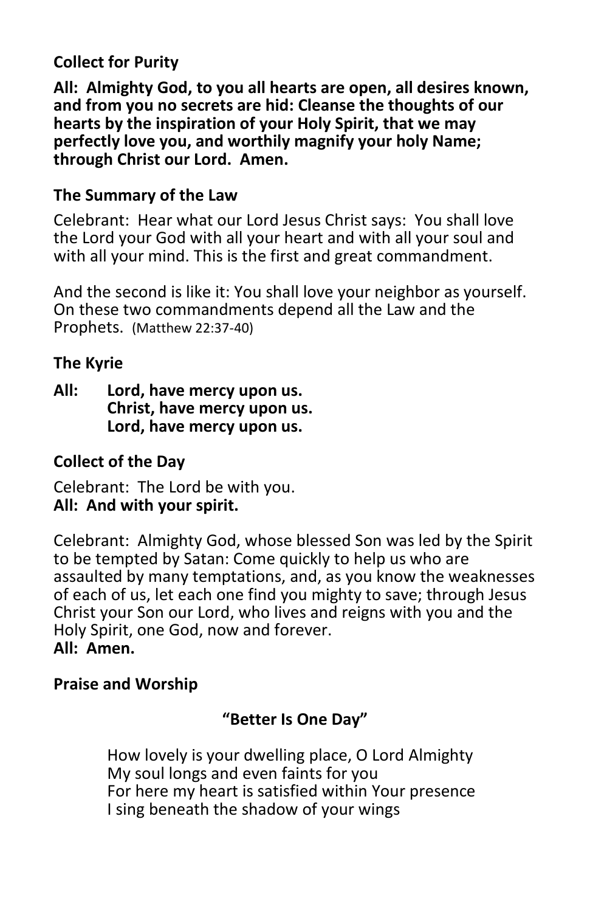**Collect for Purity**

**All: Almighty God, to you all hearts are open, all desires known, and from you no secrets are hid: Cleanse the thoughts of our hearts by the inspiration of your Holy Spirit, that we may perfectly love you, and worthily magnify your holy Name; through Christ our Lord. Amen.**

**The Summary of the Law**

Celebrant: Hear what our Lord Jesus Christ says: You shall love the Lord your God with all your heart and with all your soul and with all your mind. This is the first and great commandment.

And the second is like it: You shall love your neighbor as yourself. On these two commandments depend all the Law and the Prophets. (Matthew 22:37-40)

**The Kyrie**

**All: Lord, have mercy upon us.**
**Christ, have mercy upon us.**
**Lord, have mercy upon us.**

**Collect of the Day**

Celebrant: The Lord be with you.
**All: And with your spirit.**

Celebrant: Almighty God, whose blessed Son was led by the Spirit to be tempted by Satan: Come quickly to help us who are assaulted by many temptations, and, as you know the weaknesses of each of us, let each one find you mighty to save; through Jesus Christ your Son our Lord, who lives and reigns with you and the Holy Spirit, one God, now and forever.
**All: Amen.**

**Praise and Worship**

**"Better Is One Day"**

How lovely is your dwelling place, O Lord Almighty
My soul longs and even faints for you
For here my heart is satisfied within Your presence
I sing beneath the shadow of your wings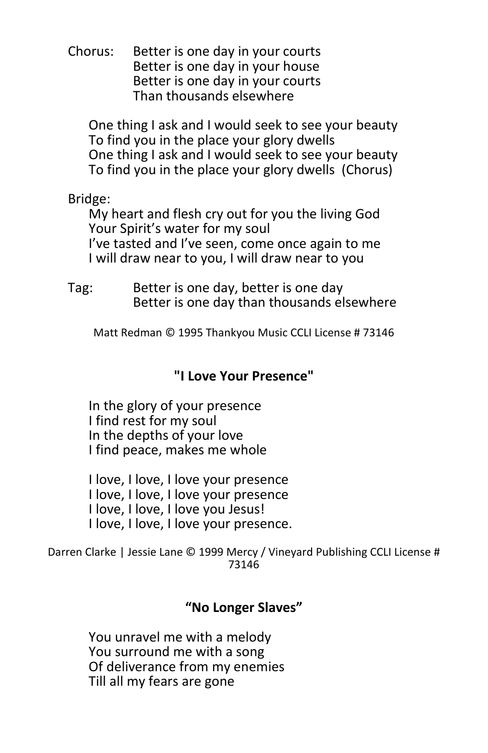Chorus: Better is one day in your courts
Better is one day in your house
Better is one day in your courts
Than thousands elsewhere

One thing I ask and I would seek to see your beauty
To find you in the place your glory dwells
One thing I ask and I would seek to see your beauty
To find you in the place your glory dwells (Chorus)

Bridge:
My heart and flesh cry out for you the living God
Your Spirit's water for my soul
I've tasted and I've seen, come once again to me
I will draw near to you, I will draw near to you

Tag: Better is one day, better is one day
Better is one day than thousands elsewhere

Matt Redman © 1995 Thankyou Music CCLI License # 73146

## "I Love Your Presence"

In the glory of your presence
I find rest for my soul
In the depths of your love
I find peace, makes me whole

I love, I love, I love your presence
I love, I love, I love your presence
I love, I love, I love you Jesus!
I love, I love, I love your presence.

Darren Clarke | Jessie Lane © 1999 Mercy / Vineyard Publishing CCLI License # 73146

## "No Longer Slaves"

You unravel me with a melody
You surround me with a song
Of deliverance from my enemies
Till all my fears are gone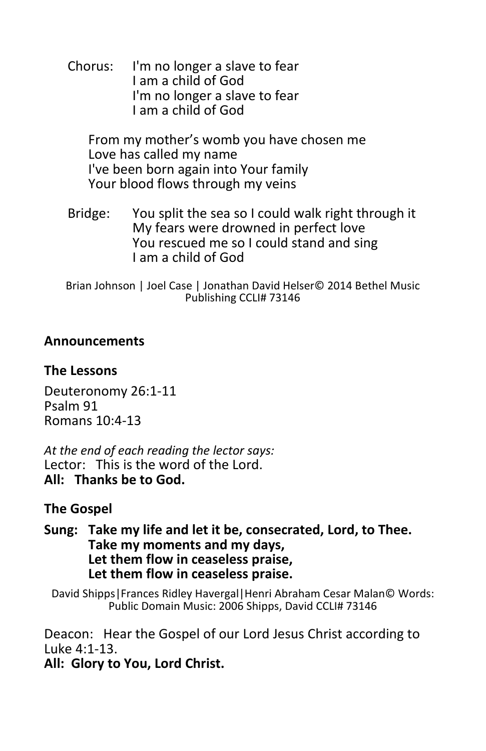Chorus: I'm no longer a slave to fear
I am a child of God
I'm no longer a slave to fear
I am a child of God

From my mother's womb you have chosen me
Love has called my name
I've been born again into Your family
Your blood flows through my veins

Bridge: You split the sea so I could walk right through it
My fears were drowned in perfect love
You rescued me so I could stand and sing
I am a child of God

Brian Johnson | Joel Case | Jonathan David Helser© 2014 Bethel Music Publishing CCLI# 73146

**Announcements**

**The Lessons**

Deuteronomy 26:1-11
Psalm 91
Romans 10:4-13

*At the end of each reading the lector says:*
Lector: This is the word of the Lord.
**All: Thanks be to God.**

**The Gospel**

**Sung: Take my life and let it be, consecrated, Lord, to Thee.**
**Take my moments and my days,**
**Let them flow in ceaseless praise,**
**Let them flow in ceaseless praise.**

David Shipps|Frances Ridley Havergal|Henri Abraham Cesar Malan© Words: Public Domain Music: 2006 Shipps, David CCLI# 73146

Deacon: Hear the Gospel of our Lord Jesus Christ according to Luke 4:1-13.
**All: Glory to You, Lord Christ.**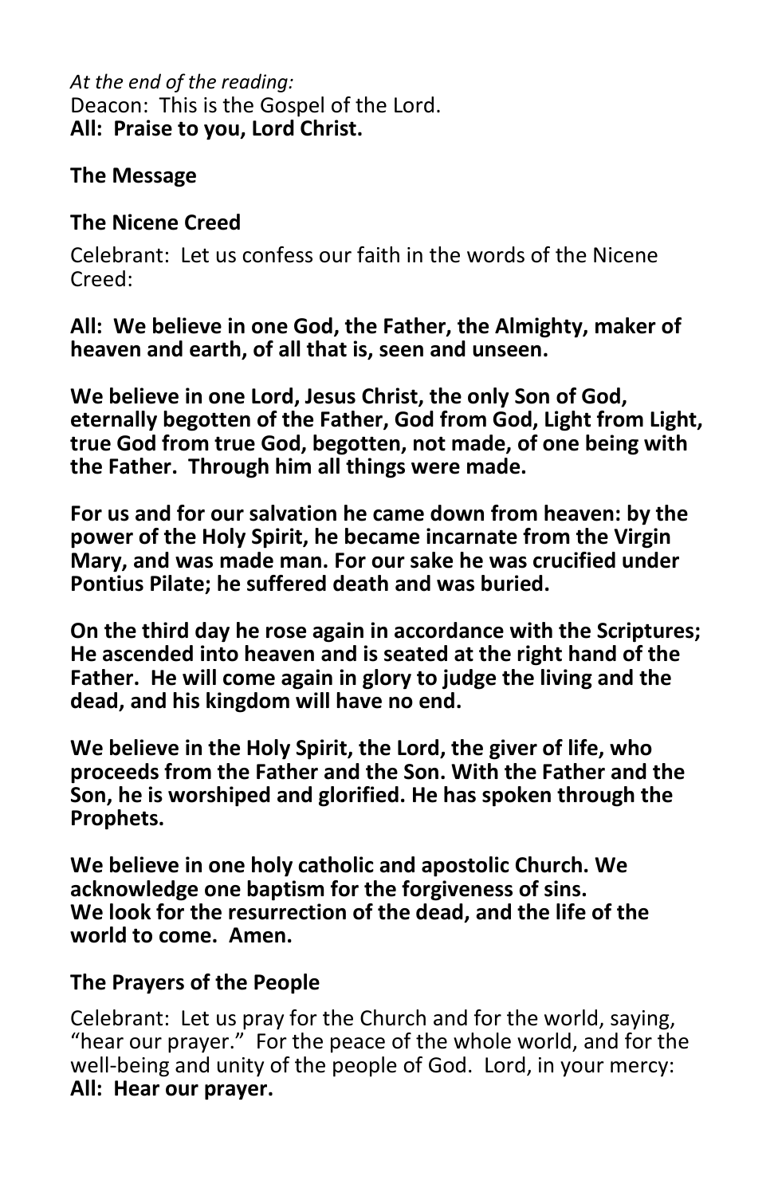*At the end of the reading:*
Deacon: This is the Gospel of the Lord.
**All: Praise to you, Lord Christ.**

**The Message**

**The Nicene Creed**

Celebrant: Let us confess our faith in the words of the Nicene Creed:

**All: We believe in one God, the Father, the Almighty, maker of heaven and earth, of all that is, seen and unseen.**

**We believe in one Lord, Jesus Christ, the only Son of God, eternally begotten of the Father, God from God, Light from Light, true God from true God, begotten, not made, of one being with the Father. Through him all things were made.**

**For us and for our salvation he came down from heaven: by the power of the Holy Spirit, he became incarnate from the Virgin Mary, and was made man. For our sake he was crucified under Pontius Pilate; he suffered death and was buried.**

**On the third day he rose again in accordance with the Scriptures; He ascended into heaven and is seated at the right hand of the Father. He will come again in glory to judge the living and the dead, and his kingdom will have no end.**

**We believe in the Holy Spirit, the Lord, the giver of life, who proceeds from the Father and the Son. With the Father and the Son, he is worshiped and glorified. He has spoken through the Prophets.**

**We believe in one holy catholic and apostolic Church. We acknowledge one baptism for the forgiveness of sins.
We look for the resurrection of the dead, and the life of the world to come. Amen.**

**The Prayers of the People**

Celebrant: Let us pray for the Church and for the world, saying, "hear our prayer." For the peace of the whole world, and for the well-being and unity of the people of God. Lord, in your mercy:
**All: Hear our prayer.**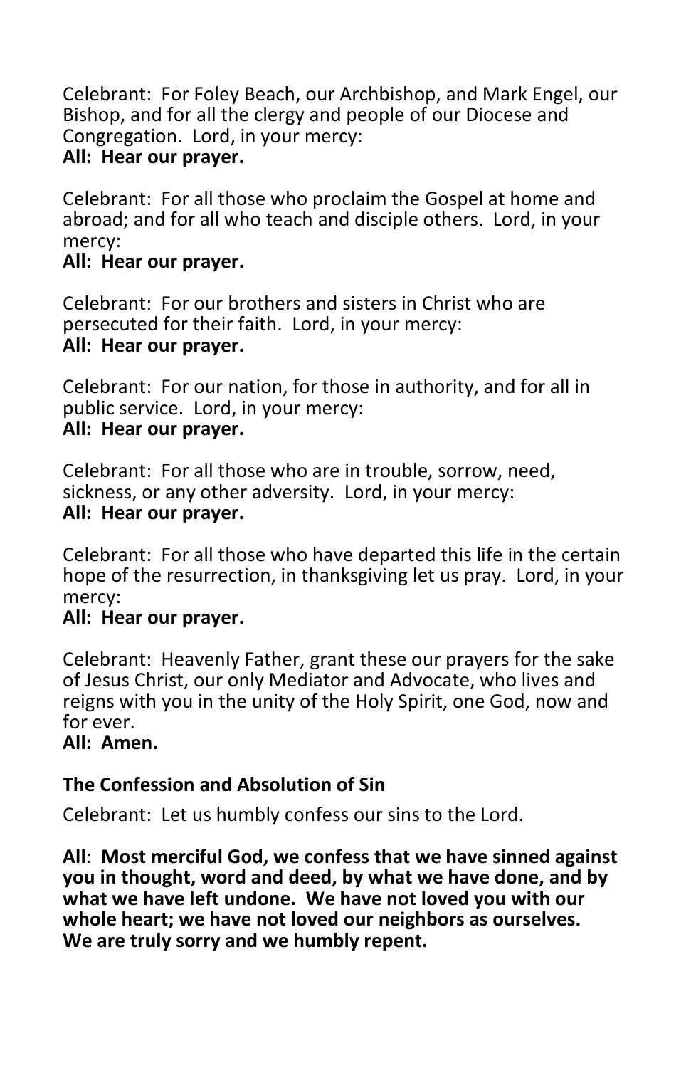Celebrant: For Foley Beach, our Archbishop, and Mark Engel, our Bishop, and for all the clergy and people of our Diocese and Congregation. Lord, in your mercy:
**All: Hear our prayer.**

Celebrant: For all those who proclaim the Gospel at home and abroad; and for all who teach and disciple others. Lord, in your mercy:
**All: Hear our prayer.**

Celebrant: For our brothers and sisters in Christ who are persecuted for their faith. Lord, in your mercy:
**All: Hear our prayer.**

Celebrant: For our nation, for those in authority, and for all in public service. Lord, in your mercy:
**All: Hear our prayer.**

Celebrant: For all those who are in trouble, sorrow, need, sickness, or any other adversity. Lord, in your mercy:
**All: Hear our prayer.**

Celebrant: For all those who have departed this life in the certain hope of the resurrection, in thanksgiving let us pray. Lord, in your mercy:
**All: Hear our prayer.**

Celebrant: Heavenly Father, grant these our prayers for the sake of Jesus Christ, our only Mediator and Advocate, who lives and reigns with you in the unity of the Holy Spirit, one God, now and for ever.
**All: Amen.**

**The Confession and Absolution of Sin**

Celebrant: Let us humbly confess our sins to the Lord.

**All**: **Most merciful God, we confess that we have sinned against you in thought, word and deed, by what we have done, and by what we have left undone. We have not loved you with our whole heart; we have not loved our neighbors as ourselves. We are truly sorry and we humbly repent.**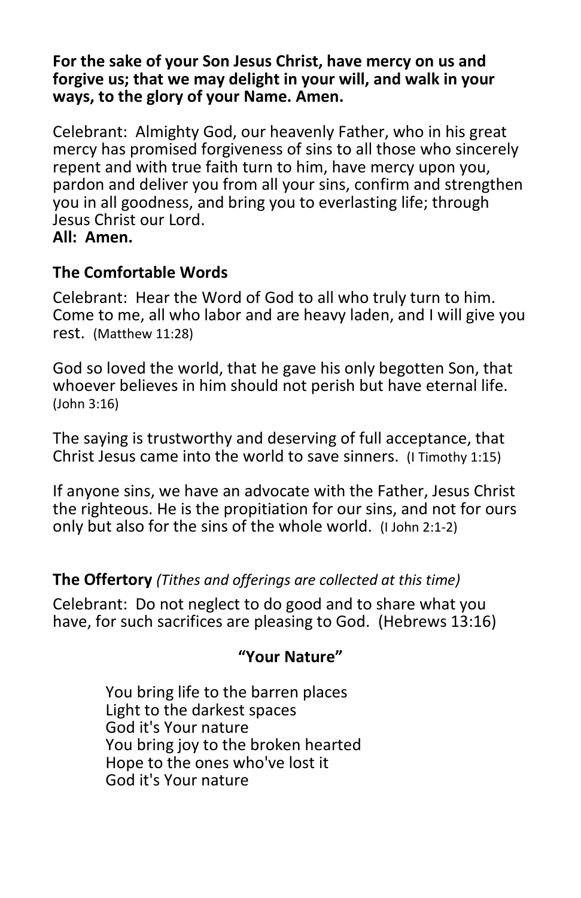**For the sake of your Son Jesus Christ, have mercy on us and forgive us; that we may delight in your will, and walk in your ways, to the glory of your Name. Amen.**

Celebrant: Almighty God, our heavenly Father, who in his great mercy has promised forgiveness of sins to all those who sincerely repent and with true faith turn to him, have mercy upon you, pardon and deliver you from all your sins, confirm and strengthen you in all goodness, and bring you to everlasting life; through Jesus Christ our Lord.
**All: Amen.**

## The Comfortable Words

Celebrant: Hear the Word of God to all who truly turn to him. Come to me, all who labor and are heavy laden, and I will give you rest. (Matthew 11:28)

God so loved the world, that he gave his only begotten Son, that whoever believes in him should not perish but have eternal life. (John 3:16)

The saying is trustworthy and deserving of full acceptance, that Christ Jesus came into the world to save sinners. (I Timothy 1:15)

If anyone sins, we have an advocate with the Father, Jesus Christ the righteous. He is the propitiation for our sins, and not for ours only but also for the sins of the whole world. (I John 2:1-2)

## The Offertory *(Tithes and offerings are collected at this time)*

Celebrant: Do not neglect to do good and to share what you have, for such sacrifices are pleasing to God. (Hebrews 13:16)

### "Your Nature"

You bring life to the barren places
Light to the darkest spaces
God it's Your nature
You bring joy to the broken hearted
Hope to the ones who've lost it
God it's Your nature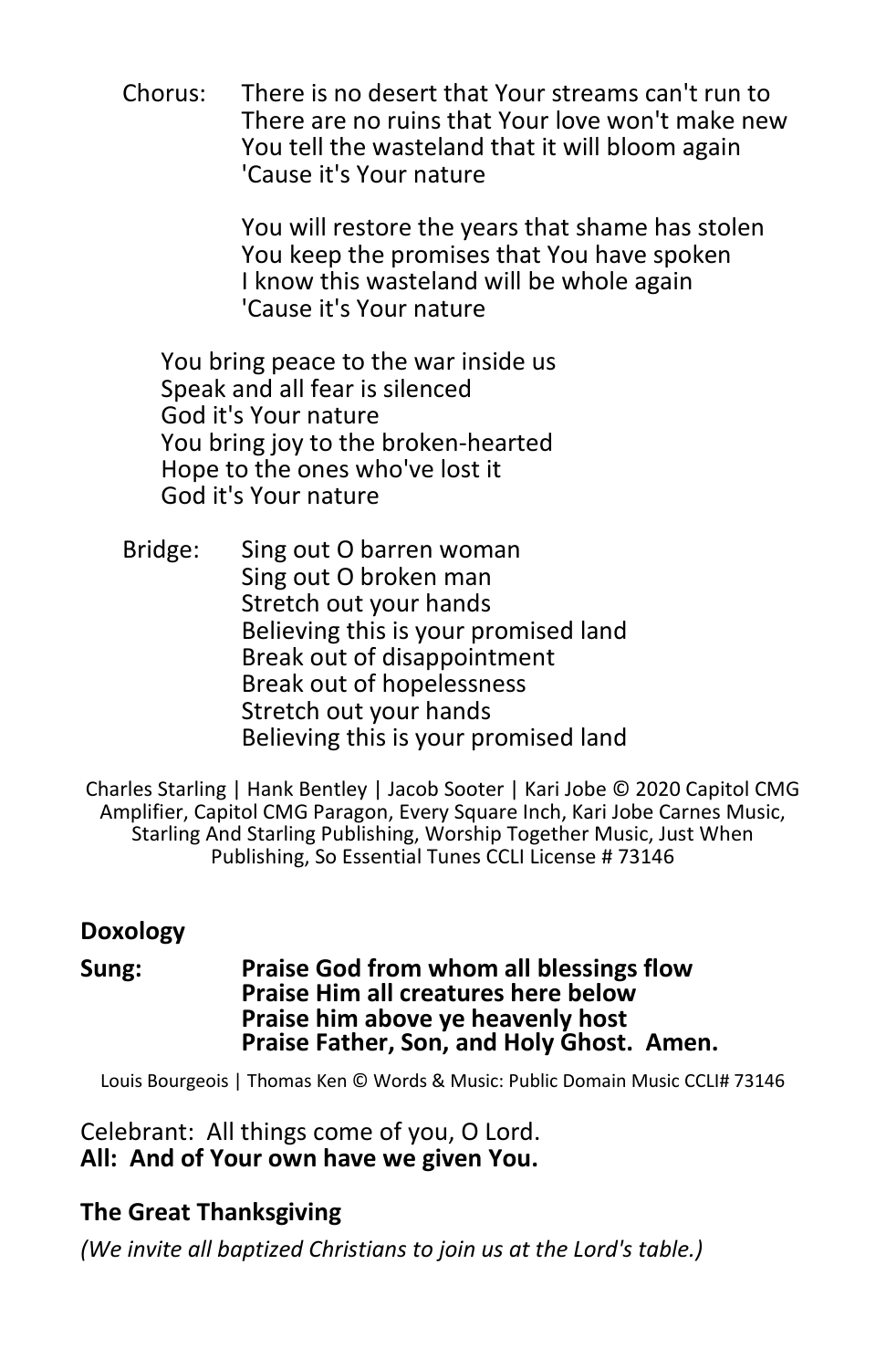Chorus: There is no desert that Your streams can't run to
There are no ruins that Your love won't make new
You tell the wasteland that it will bloom again
'Cause it's Your nature

You will restore the years that shame has stolen
You keep the promises that You have spoken
I know this wasteland will be whole again
'Cause it's Your nature

You bring peace to the war inside us
Speak and all fear is silenced
God it's Your nature
You bring joy to the broken-hearted
Hope to the ones who've lost it
God it's Your nature

Bridge: Sing out O barren woman
Sing out O broken man
Stretch out your hands
Believing this is your promised land
Break out of disappointment
Break out of hopelessness
Stretch out your hands
Believing this is your promised land

Charles Starling | Hank Bentley | Jacob Sooter | Kari Jobe © 2020 Capitol CMG Amplifier, Capitol CMG Paragon, Every Square Inch, Kari Jobe Carnes Music, Starling And Starling Publishing, Worship Together Music, Just When Publishing, So Essential Tunes CCLI License # 73146

### Doxology

**Sung:** **Praise God from whom all blessings flow**
**Praise Him all creatures here below**
**Praise him above ye heavenly host**
**Praise Father, Son, and Holy Ghost. Amen.**

Louis Bourgeois | Thomas Ken © Words & Music: Public Domain Music CCLI# 73146

Celebrant: All things come of you, O Lord.
**All: And of Your own have we given You.**

### The Great Thanksgiving

*(We invite all baptized Christians to join us at the Lord's table.)*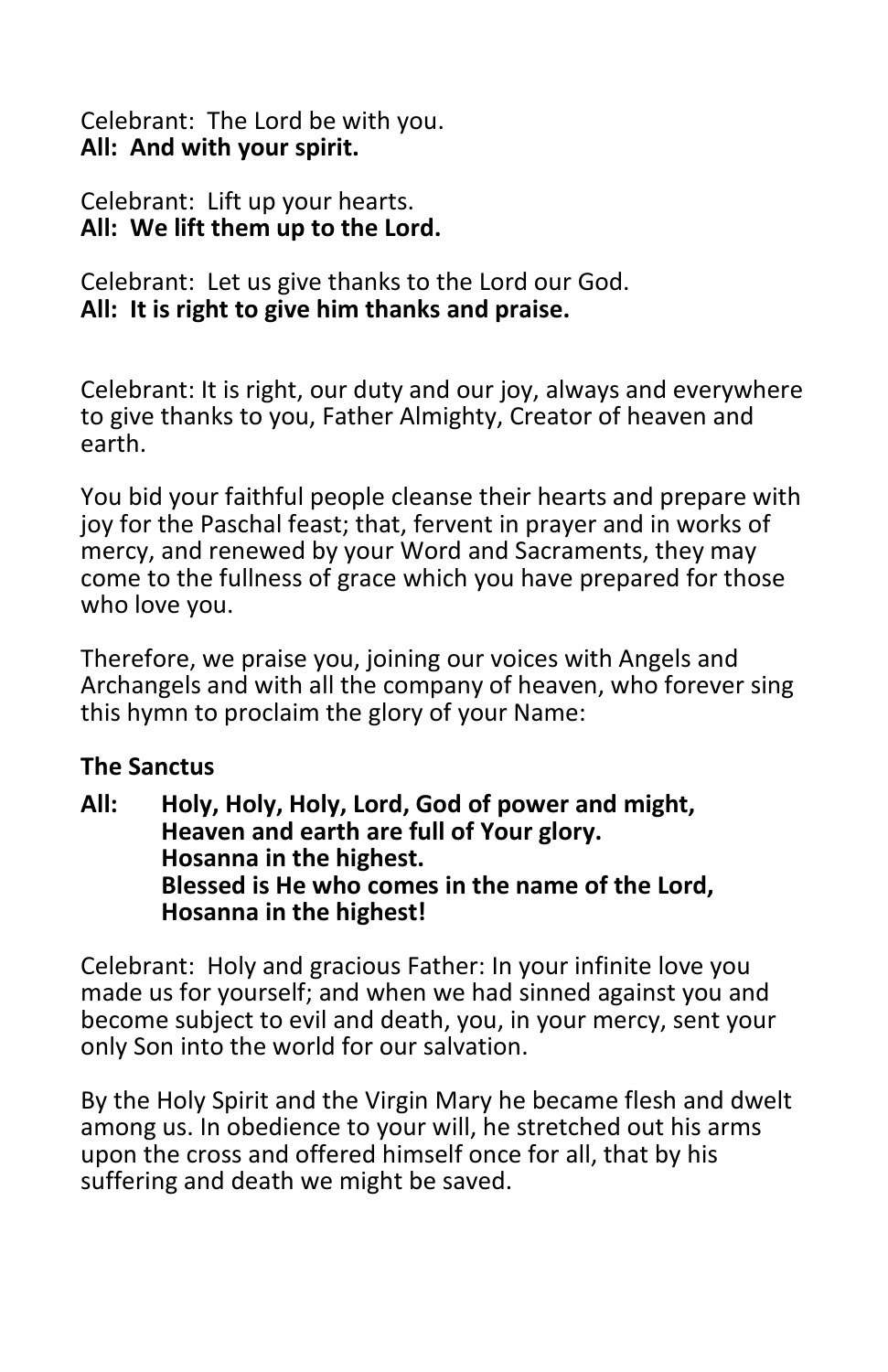Celebrant: The Lord be with you.
**All: And with your spirit.**

Celebrant: Lift up your hearts.
**All: We lift them up to the Lord.**

Celebrant: Let us give thanks to the Lord our God.
**All: It is right to give him thanks and praise.**

Celebrant: It is right, our duty and our joy, always and everywhere to give thanks to you, Father Almighty, Creator of heaven and earth.

You bid your faithful people cleanse their hearts and prepare with joy for the Paschal feast; that, fervent in prayer and in works of mercy, and renewed by your Word and Sacraments, they may come to the fullness of grace which you have prepared for those who love you.

Therefore, we praise you, joining our voices with Angels and Archangels and with all the company of heaven, who forever sing this hymn to proclaim the glory of your Name:

**The Sanctus**

**All: Holy, Holy, Holy, Lord, God of power and might,**
**Heaven and earth are full of Your glory.**
**Hosanna in the highest.**
**Blessed is He who comes in the name of the Lord,**
**Hosanna in the highest!**

Celebrant: Holy and gracious Father: In your infinite love you made us for yourself; and when we had sinned against you and become subject to evil and death, you, in your mercy, sent your only Son into the world for our salvation.

By the Holy Spirit and the Virgin Mary he became flesh and dwelt among us. In obedience to your will, he stretched out his arms upon the cross and offered himself once for all, that by his suffering and death we might be saved.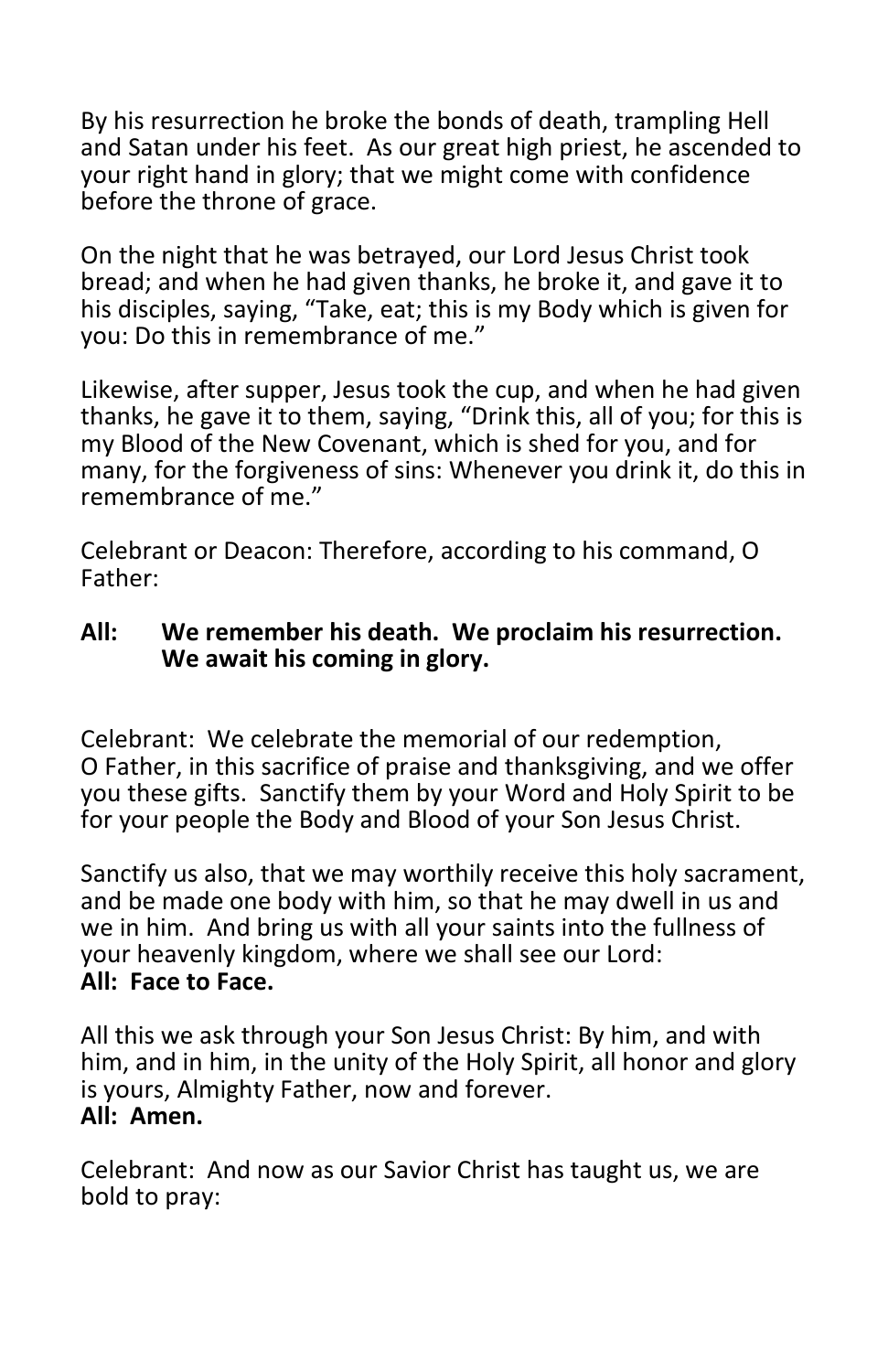By his resurrection he broke the bonds of death, trampling Hell and Satan under his feet. As our great high priest, he ascended to your right hand in glory; that we might come with confidence before the throne of grace.

On the night that he was betrayed, our Lord Jesus Christ took bread; and when he had given thanks, he broke it, and gave it to his disciples, saying, "Take, eat; this is my Body which is given for you: Do this in remembrance of me."

Likewise, after supper, Jesus took the cup, and when he had given thanks, he gave it to them, saying, "Drink this, all of you; for this is my Blood of the New Covenant, which is shed for you, and for many, for the forgiveness of sins: Whenever you drink it, do this in remembrance of me."

Celebrant or Deacon: Therefore, according to his command, O Father:

**All: We remember his death. We proclaim his resurrection. We await his coming in glory.**

Celebrant: We celebrate the memorial of our redemption, O Father, in this sacrifice of praise and thanksgiving, and we offer you these gifts. Sanctify them by your Word and Holy Spirit to be for your people the Body and Blood of your Son Jesus Christ.

Sanctify us also, that we may worthily receive this holy sacrament, and be made one body with him, so that he may dwell in us and we in him. And bring us with all your saints into the fullness of your heavenly kingdom, where we shall see our Lord:
**All: Face to Face.**

All this we ask through your Son Jesus Christ: By him, and with him, and in him, in the unity of the Holy Spirit, all honor and glory is yours, Almighty Father, now and forever.
**All: Amen.**

Celebrant: And now as our Savior Christ has taught us, we are bold to pray: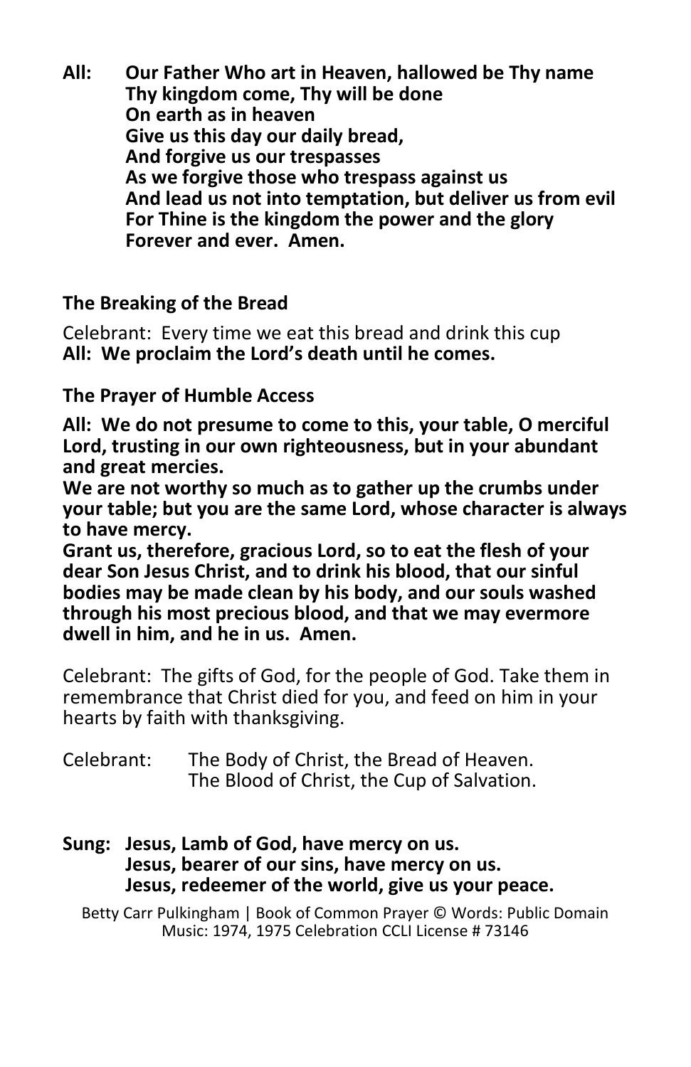**All: Our Father Who art in Heaven, hallowed be Thy name
Thy kingdom come, Thy will be done
On earth as in heaven
Give us this day our daily bread,
And forgive us our trespasses
As we forgive those who trespass against us
And lead us not into temptation, but deliver us from evil
For Thine is the kingdom the power and the glory
Forever and ever. Amen.**

**The Breaking of the Bread**

Celebrant: Every time we eat this bread and drink this cup
**All: We proclaim the Lord's death until he comes.**

**The Prayer of Humble Access**

**All: We do not presume to come to this, your table, O merciful Lord, trusting in our own righteousness, but in your abundant and great mercies.**
**We are not worthy so much as to gather up the crumbs under your table; but you are the same Lord, whose character is always to have mercy.**
**Grant us, therefore, gracious Lord, so to eat the flesh of your dear Son Jesus Christ, and to drink his blood, that our sinful bodies may be made clean by his body, and our souls washed through his most precious blood, and that we may evermore dwell in him, and he in us. Amen.**

Celebrant: The gifts of God, for the people of God. Take them in remembrance that Christ died for you, and feed on him in your hearts by faith with thanksgiving.

Celebrant: The Body of Christ, the Bread of Heaven.
The Blood of Christ, the Cup of Salvation.

**Sung: Jesus, Lamb of God, have mercy on us.
Jesus, bearer of our sins, have mercy on us.
Jesus, redeemer of the world, give us your peace.**

Betty Carr Pulkingham | Book of Common Prayer © Words: Public Domain
Music: 1974, 1975 Celebration CCLI License # 73146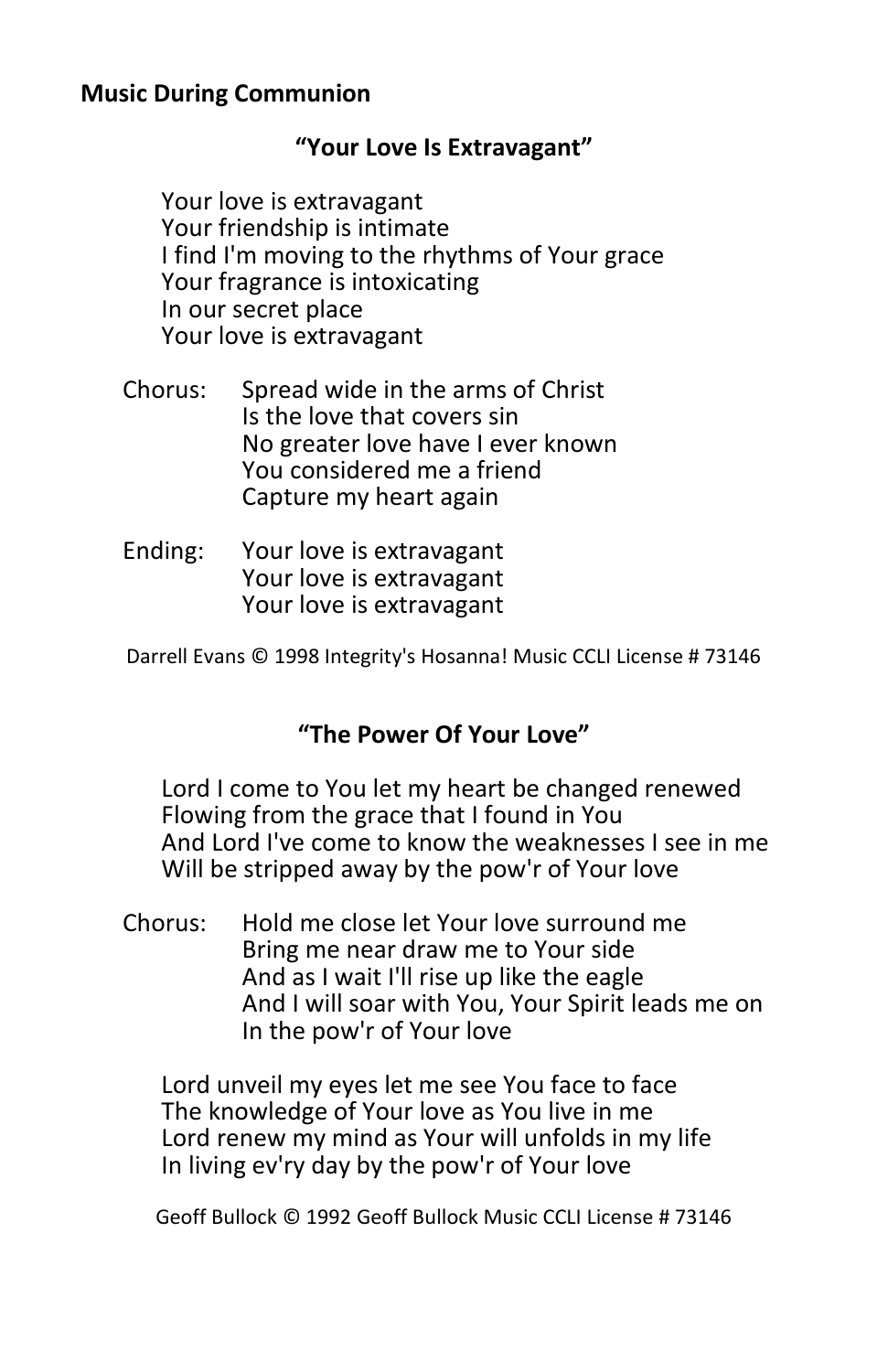**Music During Communion**

### "Your Love Is Extravagant"

Your love is extravagant
Your friendship is intimate
I find I'm moving to the rhythms of Your grace
Your fragrance is intoxicating
In our secret place
Your love is extravagant

Chorus: Spread wide in the arms of Christ
Is the love that covers sin
No greater love have I ever known
You considered me a friend
Capture my heart again

Ending: Your love is extravagant
Your love is extravagant
Your love is extravagant

Darrell Evans © 1998 Integrity's Hosanna! Music CCLI License # 73146

### "The Power Of Your Love"

Lord I come to You let my heart be changed renewed
Flowing from the grace that I found in You
And Lord I've come to know the weaknesses I see in me
Will be stripped away by the pow'r of Your love

Chorus: Hold me close let Your love surround me
Bring me near draw me to Your side
And as I wait I'll rise up like the eagle
And I will soar with You, Your Spirit leads me on
In the pow'r of Your love

Lord unveil my eyes let me see You face to face
The knowledge of Your love as You live in me
Lord renew my mind as Your will unfolds in my life
In living ev'ry day by the pow'r of Your love

Geoff Bullock © 1992 Geoff Bullock Music CCLI License # 73146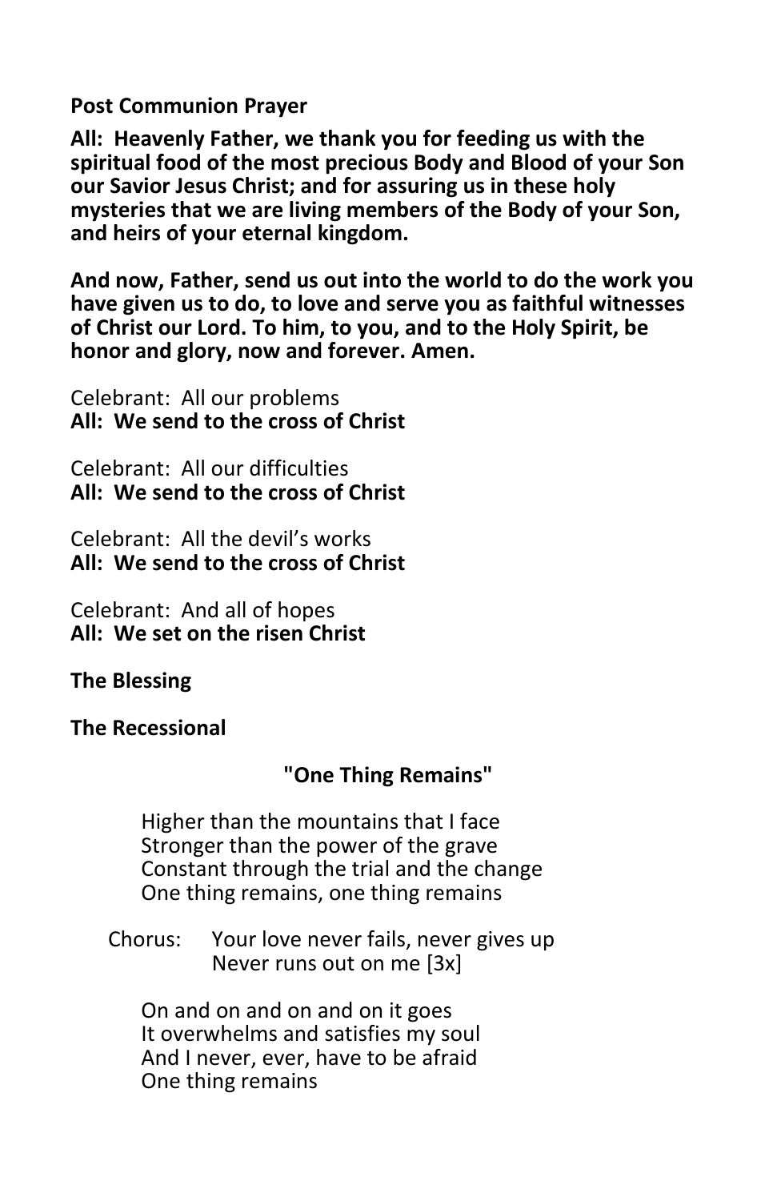**Post Communion Prayer**

**All: Heavenly Father, we thank you for feeding us with the spiritual food of the most precious Body and Blood of your Son our Savior Jesus Christ; and for assuring us in these holy mysteries that we are living members of the Body of your Son, and heirs of your eternal kingdom.**

**And now, Father, send us out into the world to do the work you have given us to do, to love and serve you as faithful witnesses of Christ our Lord. To him, to you, and to the Holy Spirit, be honor and glory, now and forever. Amen.**

Celebrant: All our problems
**All: We send to the cross of Christ**

Celebrant: All our difficulties
**All: We send to the cross of Christ**

Celebrant: All the devil's works
**All: We send to the cross of Christ**

Celebrant: And all of hopes
**All: We set on the risen Christ**

**The Blessing**

**The Recessional**

**"One Thing Remains"**

Higher than the mountains that I face
Stronger than the power of the grave
Constant through the trial and the change
One thing remains, one thing remains

Chorus: Your love never fails, never gives up
Never runs out on me [3x]

On and on and on and on it goes
It overwhelms and satisfies my soul
And I never, ever, have to be afraid
One thing remains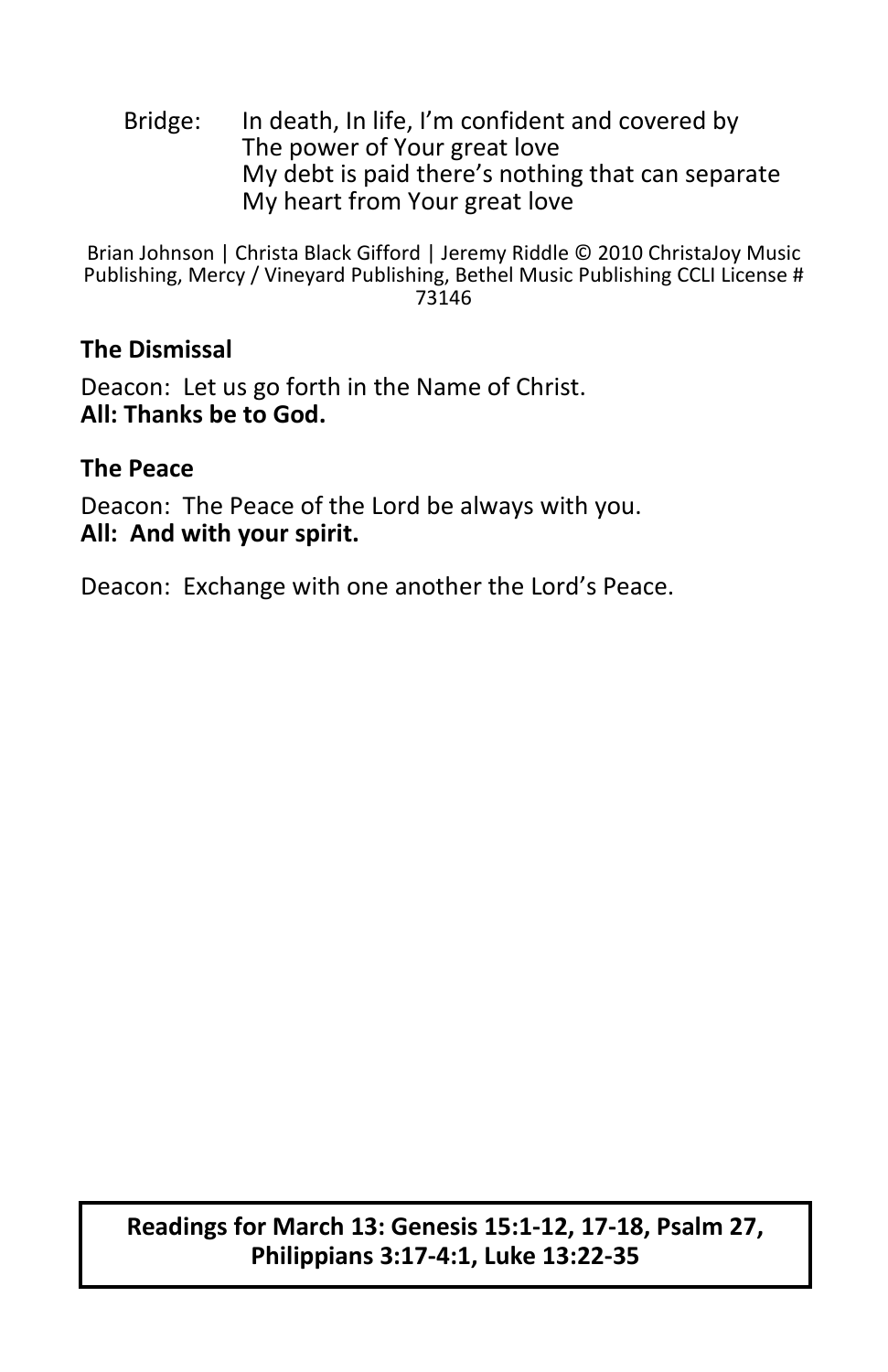Bridge: In death, In life, I’m confident and covered by
The power of Your great love
My debt is paid there’s nothing that can separate
My heart from Your great love

Brian Johnson | Christa Black Gifford | Jeremy Riddle © 2010 ChristaJoy Music Publishing, Mercy / Vineyard Publishing, Bethel Music Publishing CCLI License # 73146

**The Dismissal**

Deacon: Let us go forth in the Name of Christ.
**All: Thanks be to God.**

**The Peace**

Deacon: The Peace of the Lord be always with you.
**All: And with your spirit.**

Deacon: Exchange with one another the Lord’s Peace.

**Readings for March 13: Genesis 15:1-12, 17-18, Psalm 27, Philippians 3:17-4:1, Luke 13:22-35**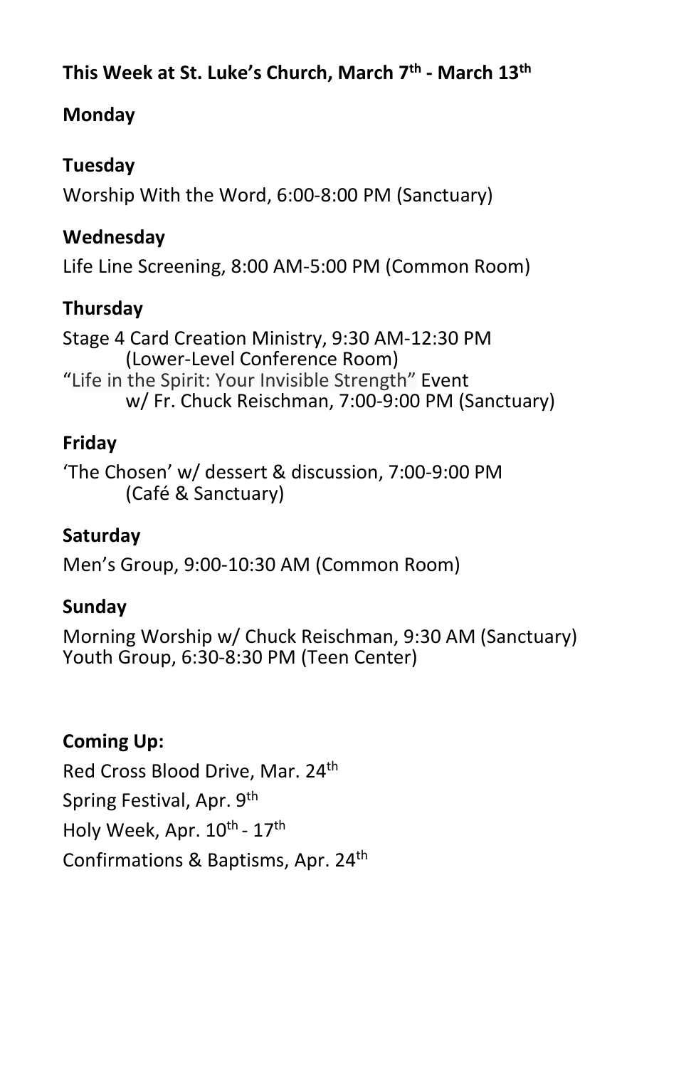**This Week at St. Luke's Church, March 7th - March 13th**

**Monday**

**Tuesday**

Worship With the Word, 6:00-8:00 PM (Sanctuary)

**Wednesday**

Life Line Screening, 8:00 AM-5:00 PM (Common Room)

**Thursday**

Stage 4 Card Creation Ministry, 9:30 AM-12:30 PM
(Lower-Level Conference Room)
"Life in the Spirit: Your Invisible Strength" Event
w/ Fr. Chuck Reischman, 7:00-9:00 PM (Sanctuary)

**Friday**

'The Chosen' w/ dessert & discussion, 7:00-9:00 PM
(Café & Sanctuary)

**Saturday**

Men's Group, 9:00-10:30 AM (Common Room)

**Sunday**

Morning Worship w/ Chuck Reischman, 9:30 AM (Sanctuary)
Youth Group, 6:30-8:30 PM (Teen Center)

**Coming Up:**

Red Cross Blood Drive, Mar. 24th

Spring Festival, Apr. 9th

Holy Week, Apr. 10th - 17th

Confirmations & Baptisms, Apr. 24th